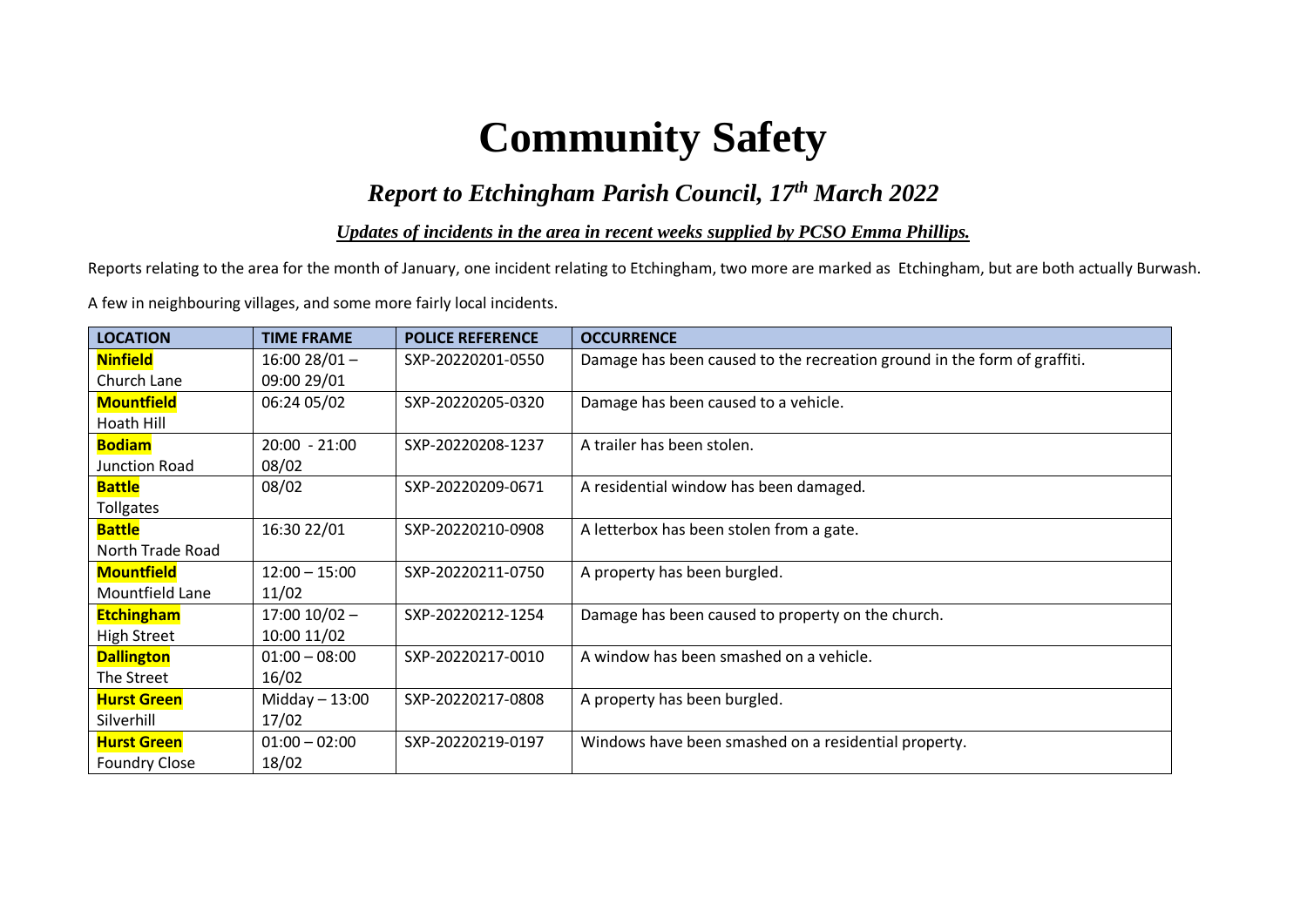# Community Safety

## *Report to Etchingham Parish Council, 17th March 2022*

***Updates of incidents in the area in recent weeks supplied by PCSO Emma Phillips.***

Reports relating to the area for the month of January, one incident relating to Etchingham, two more are marked as Etchingham, but are both actually Burwash.

A few in neighbouring villages, and some more fairly local incidents.

| LOCATION | TIME FRAME | POLICE REFERENCE | OCCURRENCE |
|---|---|---|---|
| **Ninfield** Church Lane | 16:00 28/01 – 09:00 29/01 | SXP-20220201-0550 | Damage has been caused to the recreation ground in the form of graffiti. |
| **Mountfield** Hoath Hill | 06:24 05/02 | SXP-20220205-0320 | Damage has been caused to a vehicle. |
| **Bodiam** Junction Road | 20:00 - 21:00 08/02 | SXP-20220208-1237 | A trailer has been stolen. |
| **Battle** Tollgates | 08/02 | SXP-20220209-0671 | A residential window has been damaged. |
| **Battle** North Trade Road | 16:30 22/01 | SXP-20220210-0908 | A letterbox has been stolen from a gate. |
| **Mountfield** Mountfield Lane | 12:00 – 15:00 11/02 | SXP-20220211-0750 | A property has been burgled. |
| **Etchingham** High Street | 17:00 10/02 – 10:00 11/02 | SXP-20220212-1254 | Damage has been caused to property on the church. |
| **Dallington** The Street | 01:00 – 08:00 16/02 | SXP-20220217-0010 | A window has been smashed on a vehicle. |
| **Hurst Green** Silverhill | Midday – 13:00 17/02 | SXP-20220217-0808 | A property has been burgled. |
| **Hurst Green** Foundry Close | 01:00 – 02:00 18/02 | SXP-20220219-0197 | Windows have been smashed on a residential property. |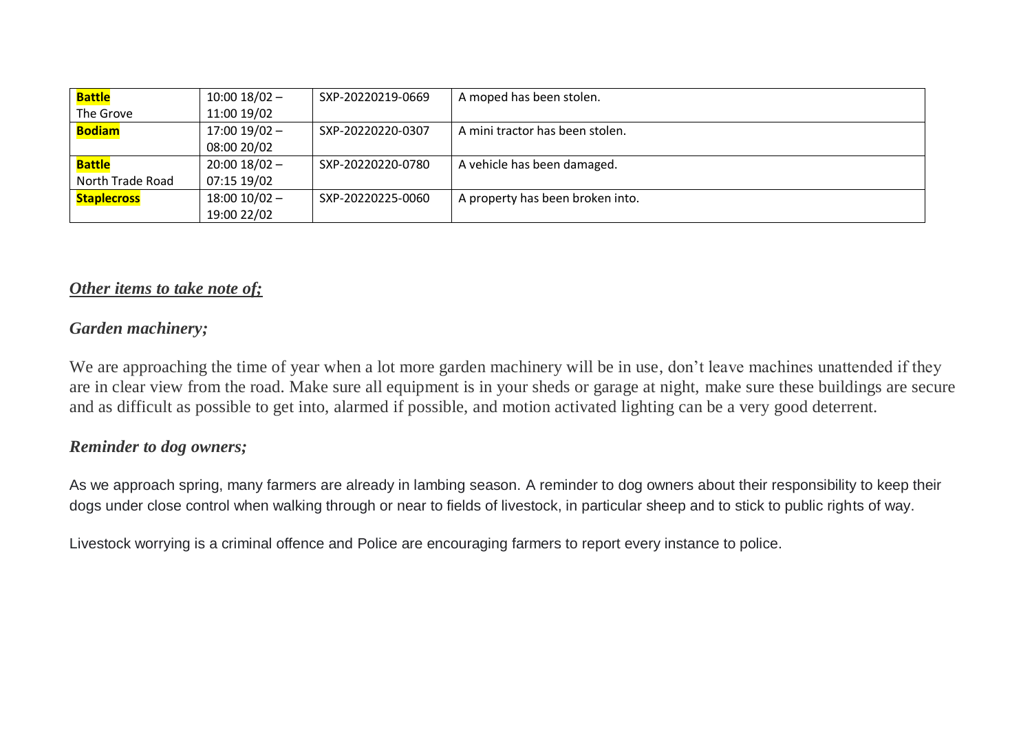| **Battle** The Grove | 10:00 18/02 – 11:00 19/02 | SXP-20220219-0669 | A moped has been stolen. |
|---|---|---|---|
| **Bodiam** | 17:00 19/02 – 08:00 20/02 | SXP-20220220-0307 | A mini tractor has been stolen. |
| **Battle** North Trade Road | 20:00 18/02 – 07:15 19/02 | SXP-20220220-0780 | A vehicle has been damaged. |
| **Staplecross** | 18:00 10/02 – 19:00 22/02 | SXP-20220225-0060 | A property has been broken into. |

## ***Other items to take note of;***

### *Garden machinery;*

We are approaching the time of year when a lot more garden machinery will be in use, don't leave machines unattended if they are in clear view from the road. Make sure all equipment is in your sheds or garage at night, make sure these buildings are secure and as difficult as possible to get into, alarmed if possible, and motion activated lighting can be a very good deterrent.

### *Reminder to dog owners;*

As we approach spring, many farmers are already in lambing season. A reminder to dog owners about their responsibility to keep their dogs under close control when walking through or near to fields of livestock, in particular sheep and to stick to public rights of way.

Livestock worrying is a criminal offence and Police are encouraging farmers to report every instance to police.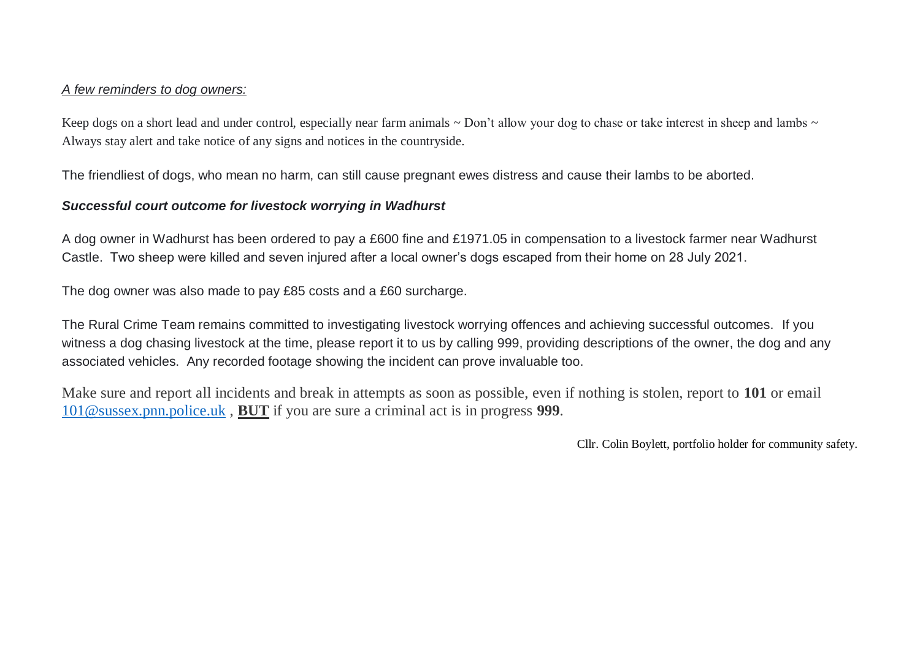*A few reminders to dog owners:*

Keep dogs on a short lead and under control, especially near farm animals ~ Don't allow your dog to chase or take interest in sheep and lambs ~ Always stay alert and take notice of any signs and notices in the countryside.

The friendliest of dogs, who mean no harm, can still cause pregnant ewes distress and cause their lambs to be aborted.

***Successful court outcome for livestock worrying in Wadhurst***

A dog owner in Wadhurst has been ordered to pay a £600 fine and £1971.05 in compensation to a livestock farmer near Wadhurst Castle. Two sheep were killed and seven injured after a local owner's dogs escaped from their home on 28 July 2021.

The dog owner was also made to pay £85 costs and a £60 surcharge.

The Rural Crime Team remains committed to investigating livestock worrying offences and achieving successful outcomes. If you witness a dog chasing livestock at the time, please report it to us by calling 999, providing descriptions of the owner, the dog and any associated vehicles. Any recorded footage showing the incident can prove invaluable too.

Make sure and report all incidents and break in attempts as soon as possible, even if nothing is stolen, report to **101** or email 101@sussex.pnn.police.uk , **BUT** if you are sure a criminal act is in progress **999**.

Cllr. Colin Boylett, portfolio holder for community safety.